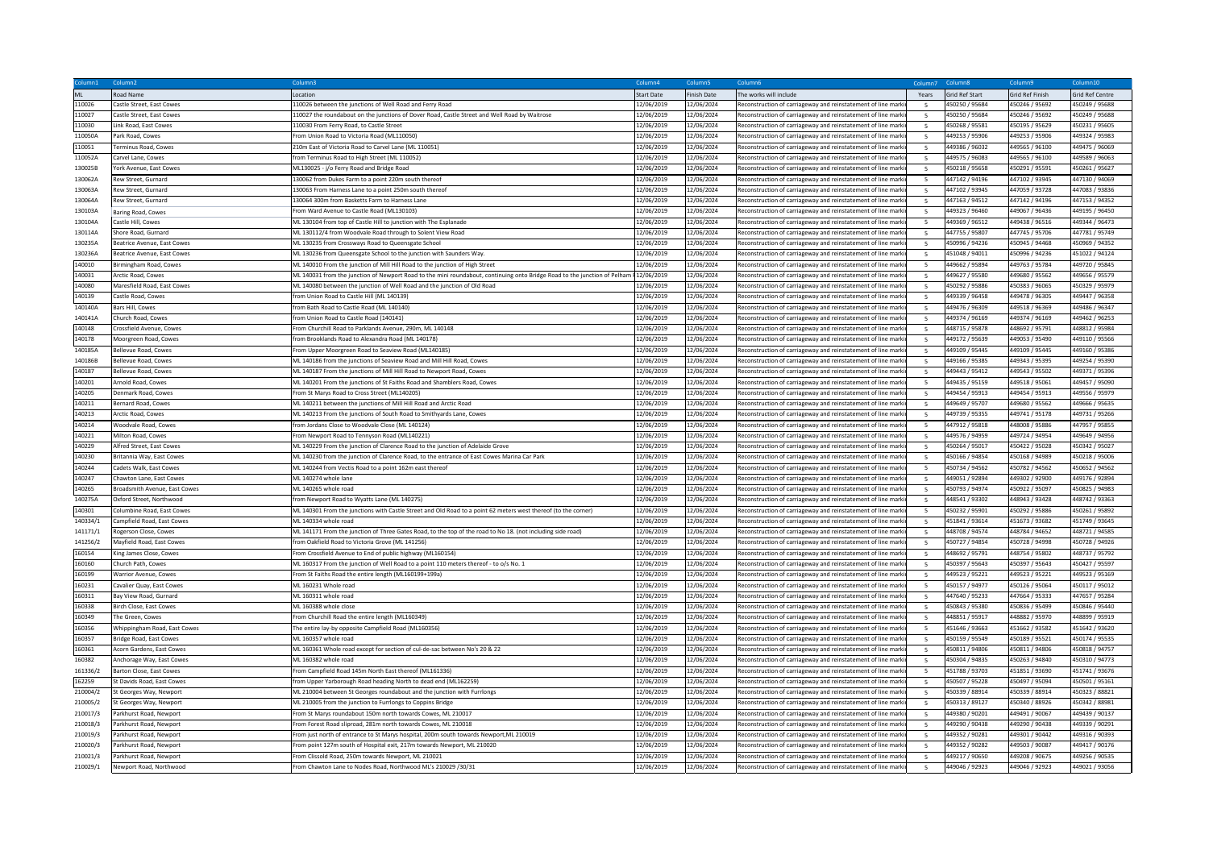| Column1 | Column2 | Column3 | Column4 | Column5 | Column6 | Column7 | Column8 | Column9 | Column10 |
|---|---|---|---|---|---|---|---|---|---|
| ML | Road Name | Location | Start Date | Finish Date | The works will include | Years | Grid Ref Start | Grid Ref Finish | Grid Ref Centre |
| 110026 | Castle Street, East Cowes | 110026 between the junctions of Well Road and Ferry Road | 12/06/2019 | 12/06/2024 | Reconstruction of carriageway and reinstatement of line marki | 5 | 450250 / 95684 | 450246 / 95692 | 450249 / 95688 |
| 110027 | Castle Street, East Cowes | 110027 the roundabout on the junctions of Dover Road, Castle Street and Well Road by Waitrose | 12/06/2019 | 12/06/2024 | Reconstruction of carriageway and reinstatement of line marki | 5 | 450250 / 95684 | 450246 / 95692 | 450249 / 95688 |
| 110030 | Link Road, East Cowes | 110030 From Ferry Road, to Castle Street | 12/06/2019 | 12/06/2024 | Reconstruction of carriageway and reinstatement of line marki | 5 | 450268 / 95581 | 450195 / 95629 | 450231 / 95605 |
| 110050A | Park Road, Cowes | From Union Road to Victoria Road (ML110050) | 12/06/2019 | 12/06/2024 | Reconstruction of carriageway and reinstatement of line marki | 5 | 449253 / 95906 | 449253 / 95906 | 449324 / 95983 |
| 110051 | Terminus Road, Cowes | 210m East of Victoria Road to Carvel Lane (ML 110051) | 12/06/2019 | 12/06/2024 | Reconstruction of carriageway and reinstatement of line marki | 5 | 449386 / 96032 | 449565 / 96100 | 449475 / 96069 |
| 110052A | Carvel Lane, Cowes | from Terminus Road to High Street (ML 110052) | 12/06/2019 | 12/06/2024 | Reconstruction of carriageway and reinstatement of line marki | 5 | 449575 / 96083 | 449565 / 96100 | 449589 / 96063 |
| 130025B | York Avenue, East Cowes | ML130025 - j/o Ferry Road and Bridge Road | 12/06/2019 | 12/06/2024 | Reconstruction of carriageway and reinstatement of line marki | 5 | 450218 / 95658 | 450291 / 95591 | 450261 / 95627 |
| 130062A | Rew Street, Gurnard | 130062 from Dukes Farm to a point 220m south thereof | 12/06/2019 | 12/06/2024 | Reconstruction of carriageway and reinstatement of line marki | 5 | 447142 / 94196 | 447102 / 93945 | 447130 / 94069 |
| 130063A | Rew Street, Gurnard | 130063 From Harness Lane to a point 250m south thereof | 12/06/2019 | 12/06/2024 | Reconstruction of carriageway and reinstatement of line marki | 5 | 447102 / 93945 | 447059 / 93728 | 447083 / 93836 |
| 130064A | Rew Street, Gurnard | 130064 300m from Basketts Farm to Harness Lane | 12/06/2019 | 12/06/2024 | Reconstruction of carriageway and reinstatement of line marki | 5 | 447163 / 94512 | 447142 / 94196 | 447153 / 94352 |
| 130103A | Baring Road, Cowes | From Ward Avenue to Castle Road (ML130103) | 12/06/2019 | 12/06/2024 | Reconstruction of carriageway and reinstatement of line marki | 5 | 449323 / 96460 | 449067 / 96436 | 449195 / 96450 |
| 130104A | Castle Hill, Cowes | ML 130104 from top of Castle Hill to junction with The Esplanade | 12/06/2019 | 12/06/2024 | Reconstruction of carriageway and reinstatement of line marki | 5 | 449369 / 96512 | 449438 / 96516 | 449344 / 96473 |
| 130114A | Shore Road, Gurnard | ML 130112/4 from Woodvale Road through to Solent View Road | 12/06/2019 | 12/06/2024 | Reconstruction of carriageway and reinstatement of line marki | 5 | 447755 / 95807 | 447745 / 95706 | 447781 / 95749 |
| 130235A | Beatrice Avenue, East Cowes | ML 130235 from Crossways Road to Queensgate School | 12/06/2019 | 12/06/2024 | Reconstruction of carriageway and reinstatement of line marki | 5 | 450996 / 94236 | 450945 / 94468 | 450969 / 94352 |
| 130236A | Beatrice Avenue, East Cowes | ML 130236 from Queensgate School to the junction with Saunders Way. | 12/06/2019 | 12/06/2024 | Reconstruction of carriageway and reinstatement of line marki | 5 | 451048 / 94011 | 450996 / 94236 | 451022 / 94124 |
| 140010 | Birmingham Road, Cowes | ML 140010 From the junction of Mill Hill Road to the junction of High Street | 12/06/2019 | 12/06/2024 | Reconstruction of carriageway and reinstatement of line marki | 5 | 449662 / 95894 | 449763 / 95784 | 449720 / 95845 |
| 140031 | Arctic Road, Cowes | ML 140031 from the junction of Newport Road to the mini roundabout, continuing onto Bridge Road to the junction of Pelham | 12/06/2019 | 12/06/2024 | Reconstruction of carriageway and reinstatement of line marki | 5 | 449627 / 95580 | 449680 / 95562 | 449656 / 95579 |
| 140080 | Maresfield Road, East Cowes | ML 140080 between the junction of Well Road and the junction of Old Road | 12/06/2019 | 12/06/2024 | Reconstruction of carriageway and reinstatement of line marki | 5 | 450292 / 95886 | 450383 / 96065 | 450329 / 95979 |
| 140139 | Castle Road, Cowes | from Union Road to Castle Hill (ML 140139) | 12/06/2019 | 12/06/2024 | Reconstruction of carriageway and reinstatement of line marki | 5 | 449339 / 96458 | 449478 / 96305 | 449447 / 96358 |
| 140140A | Bars Hill, Cowes | from Bath Road to Castle Road (ML 140140) | 12/06/2019 | 12/06/2024 | Reconstruction of carriageway and reinstatement of line marki | 5 | 449476 / 96309 | 449518 / 96369 | 449486 / 96347 |
| 140141A | Church Road, Cowes | from Union Road to Castle Road (140141) | 12/06/2019 | 12/06/2024 | Reconstruction of carriageway and reinstatement of line marki | 5 | 449374 / 96169 | 449374 / 96169 | 449462 / 96253 |
| 140148 | Crossfield Avenue, Cowes | From Churchill Road to Parklands Avenue, 290m, ML 140148 | 12/06/2019 | 12/06/2024 | Reconstruction of carriageway and reinstatement of line marki | 5 | 448715 / 95878 | 448692 / 95791 | 448812 / 95984 |
| 140178 | Moorgreen Road, Cowes | from Brooklands Road to Alexandra Road (ML 140178) | 12/06/2019 | 12/06/2024 | Reconstruction of carriageway and reinstatement of line marki | 5 | 449172 / 95639 | 449053 / 95490 | 449110 / 95566 |
| 140185A | Bellevue Road, Cowes | From Upper Moorgreen Road to Seaview Road (ML140185) | 12/06/2019 | 12/06/2024 | Reconstruction of carriageway and reinstatement of line marki | 5 | 449109 / 95445 | 449109 / 95445 | 449160 / 95386 |
| 140186B | Bellevue Road, Cowes | ML 140186 from the junctions of Seaview Road and Mill Hill Road, Cowes | 12/06/2019 | 12/06/2024 | Reconstruction of carriageway and reinstatement of line marki | 5 | 449166 / 95385 | 449343 / 95395 | 449254 / 95390 |
| 140187 | Bellevue Road, Cowes | ML 140187 from the junctions of Mill Hill Road to Newport Road, Cowes | 12/06/2019 | 12/06/2024 | Reconstruction of carriageway and reinstatement of line marki | 5 | 449443 / 95412 | 449543 / 95502 | 449371 / 95396 |
| 140201 | Arnold Road, Cowes | ML 140201 From the junctions of St Faiths Road and Shamblers Road, Cowes | 12/06/2019 | 12/06/2024 | Reconstruction of carriageway and reinstatement of line marki | 5 | 449435 / 95159 | 449518 / 95061 | 449457 / 95090 |
| 140205 | Denmark Road, Cowes | From St Marys Road to Cross Street (ML140205) | 12/06/2019 | 12/06/2024 | Reconstruction of carriageway and reinstatement of line marki | 5 | 449454 / 95913 | 449454 / 95913 | 449556 / 95979 |
| 140211 | Bernard Road, Cowes | ML 140211 between the junctions of Mill Hill Road and Arctic Road | 12/06/2019 | 12/06/2024 | Reconstruction of carriageway and reinstatement of line marki | 5 | 449649 / 95707 | 449680 / 95562 | 449666 / 95635 |
| 140213 | Arctic Road, Cowes | ML 140213 From the junctions of South Road to Smithyards Lane, Cowes | 12/06/2019 | 12/06/2024 | Reconstruction of carriageway and reinstatement of line marki | 5 | 449739 / 95355 | 449741 / 95178 | 449731 / 95266 |
| 140214 | Woodvale Road, Cowes | from Jordans Close to Woodvale Close (ML 140124) | 12/06/2019 | 12/06/2024 | Reconstruction of carriageway and reinstatement of line marki | 5 | 447912 / 95818 | 448008 / 95886 | 447957 / 95855 |
| 140221 | Milton Road, Cowes | From Newport Road to Tennyson Road (ML140221) | 12/06/2019 | 12/06/2024 | Reconstruction of carriageway and reinstatement of line marki | 5 | 449576 / 94959 | 449724 / 94954 | 449649 / 94956 |
| 140229 | Alfred Street, East Cowes | ML 140229 From the junction of Clarence Road to the junction of Adelaide Grove | 12/06/2019 | 12/06/2024 | Reconstruction of carriageway and reinstatement of line marki | 5 | 450264 / 95017 | 450422 / 95028 | 450342 / 95027 |
| 140230 | Britannia Way, East Cowes | ML 140230 from the junction of Clarence Road, to the entrance of East Cowes Marina Car Park | 12/06/2019 | 12/06/2024 | Reconstruction of carriageway and reinstatement of line marki | 5 | 450166 / 94854 | 450168 / 94989 | 450218 / 95006 |
| 140244 | Cadets Walk, East Cowes | ML 140244 from Vectis Road to a point 162m east thereof | 12/06/2019 | 12/06/2024 | Reconstruction of carriageway and reinstatement of line marki | 5 | 450734 / 94562 | 450782 / 94562 | 450652 / 94562 |
| 140247 | Chawton Lane, East Cowes | ML 140274 whole lane | 12/06/2019 | 12/06/2024 | Reconstruction of carriageway and reinstatement of line marki | 5 | 449051 / 92894 | 449302 / 92900 | 449176 / 92894 |
| 140265 | Broadsmith Avenue, East Cowes | ML 140265 whole road | 12/06/2019 | 12/06/2024 | Reconstruction of carriageway and reinstatement of line marki | 5 | 450793 / 94974 | 450922 / 95097 | 450825 / 94983 |
| 140275A | Oxford Street, Northwood | from Newport Road to Wyatts Lane (ML 140275) | 12/06/2019 | 12/06/2024 | Reconstruction of carriageway and reinstatement of line marki | 5 | 448541 / 93302 | 448943 / 93428 | 448742 / 93363 |
| 140301 | Columbine Road, East Cowes | ML 140301 From the junctions with Castle Street and Old Road to a point 62 meters west thereof (to the corner) | 12/06/2019 | 12/06/2024 | Reconstruction of carriageway and reinstatement of line marki | 5 | 450232 / 95901 | 450292 / 95886 | 450261 / 95892 |
| 140334/1 | Campfield Road, East Cowes | ML 140334 whole road | 12/06/2019 | 12/06/2024 | Reconstruction of carriageway and reinstatement of line marki | 5 | 451841 / 93614 | 451673 / 93682 | 451749 / 93645 |
| 141171/1 | Rogerson Close, Cowes | ML 141171 From the junction of Three Gates Road, to the top of the road to No 18. (not including side road) | 12/06/2019 | 12/06/2024 | Reconstruction of carriageway and reinstatement of line marki | 5 | 448708 / 94574 | 448784 / 94652 | 448721 / 94585 |
| 141256/2 | Mayfield Road, East Cowes | from Oakfield Road to Victoria Grove (ML 141256) | 12/06/2019 | 12/06/2024 | Reconstruction of carriageway and reinstatement of line marki | 5 | 450727 / 94854 | 450728 / 94998 | 450728 / 94926 |
| 160154 | King James Close, Cowes | From Crossfield Avenue to End of public highway (ML160154) | 12/06/2019 | 12/06/2024 | Reconstruction of carriageway and reinstatement of line marki | 5 | 448692 / 95791 | 448754 / 95802 | 448737 / 95792 |
| 160160 | Church Path, Cowes | ML 160317 From the junction of Well Road to a point 110 meters thereof - to o/s No. 1 | 12/06/2019 | 12/06/2024 | Reconstruction of carriageway and reinstatement of line marki | 5 | 450397 / 95643 | 450397 / 95643 | 450427 / 95597 |
| 160199 | Warrior Avenue, Cowes | From St Faiths Road the entire length (ML160199+199a) | 12/06/2019 | 12/06/2024 | Reconstruction of carriageway and reinstatement of line marki | 5 | 449523 / 95221 | 449523 / 95221 | 449523 / 95169 |
| 160231 | Cavalier Quay, East Cowes | ML 160231 Whole road | 12/06/2019 | 12/06/2024 | Reconstruction of carriageway and reinstatement of line marki | 5 | 450157 / 94977 | 450126 / 95064 | 450117 / 95012 |
| 160311 | Bay View Road, Gurnard | ML 160311 whole road | 12/06/2019 | 12/06/2024 | Reconstruction of carriageway and reinstatement of line marki | 5 | 447640 / 95233 | 447664 / 95333 | 447657 / 95284 |
| 160338 | Birch Close, East Cowes | ML 160388 whole close | 12/06/2019 | 12/06/2024 | Reconstruction of carriageway and reinstatement of line marki | 5 | 450843 / 95380 | 450836 / 95499 | 450846 / 95440 |
| 160349 | The Green, Cowes | From Churchill Road the entire length (ML160349) | 12/06/2019 | 12/06/2024 | Reconstruction of carriageway and reinstatement of line marki | 5 | 448851 / 95917 | 448882 / 95970 | 448899 / 95919 |
| 160356 | Whippingham Road, East Cowes | The entire lay-by opposite Campfield Road (ML160356) | 12/06/2019 | 12/06/2024 | Reconstruction of carriageway and reinstatement of line marki | 5 | 451646 / 93663 | 451662 / 93582 | 451642 / 93620 |
| 160357 | Bridge Road, East Cowes | ML 160357 whole road | 12/06/2019 | 12/06/2024 | Reconstruction of carriageway and reinstatement of line marki | 5 | 450159 / 95549 | 450189 / 95521 | 450174 / 95535 |
| 160361 | Acorn Gardens, East Cowes | ML 160361 Whole road except for section of cul-de-sac between No's 20 & 22 | 12/06/2019 | 12/06/2024 | Reconstruction of carriageway and reinstatement of line marki | 5 | 450811 / 94806 | 450811 / 94806 | 450818 / 94757 |
| 160382 | Anchorage Way, East Cowes | ML 160382 whole road | 12/06/2019 | 12/06/2024 | Reconstruction of carriageway and reinstatement of line marki | 5 | 450304 / 94835 | 450263 / 94840 | 450310 / 94773 |
| 161336/2 | Barton Close, East Cowes | From Campfield Road 145m North East thereof (ML161336) | 12/06/2019 | 12/06/2024 | Reconstruction of carriageway and reinstatement of line marki | 5 | 451788 / 93703 | 451851 / 93690 | 451741 / 93676 |
| 162259 | St Davids Road, East Cowes | from Upper Yarborough Road heading North to dead end (ML162259) | 12/06/2019 | 12/06/2024 | Reconstruction of carriageway and reinstatement of line marki | 5 | 450507 / 95228 | 450497 / 95094 | 450501 / 95161 |
| 210004/2 | St Georges Way, Newport | ML 210004 between St Georges roundabout and the junction with Furrlongs | 12/06/2019 | 12/06/2024 | Reconstruction of carriageway and reinstatement of line marki | 5 | 450339 / 88914 | 450339 / 88914 | 450323 / 88821 |
| 210005/2 | St Georges Way, Newport | ML 210005 from the junction to Furrlongs to Coppins Bridge | 12/06/2019 | 12/06/2024 | Reconstruction of carriageway and reinstatement of line marki | 5 | 450313 / 89127 | 450340 / 88926 | 450342 / 88981 |
| 210017/3 | Parkhurst Road, Newport | From St Marys roundabout 150m north towards Cowes, ML 210017 | 12/06/2019 | 12/06/2024 | Reconstruction of carriageway and reinstatement of line marki | 5 | 449380 / 90201 | 449491 / 90067 | 449439 / 90137 |
| 210018/3 | Parkhurst Road, Newport | From Forest Road sliproad, 281m north towards Cowes, ML 210018 | 12/06/2019 | 12/06/2024 | Reconstruction of carriageway and reinstatement of line marki | 5 | 449290 / 90438 | 449290 / 90438 | 449339 / 90291 |
| 210019/3 | Parkhurst Road, Newport | From just north of entrance to St Marys hospital, 200m south towards Newport,ML 210019 | 12/06/2019 | 12/06/2024 | Reconstruction of carriageway and reinstatement of line marki | 5 | 449352 / 90281 | 449301 / 90442 | 449316 / 90393 |
| 210020/3 | Parkhurst Road, Newport | From point 127m south of Hospital exit, 217m towards Newport, ML 210020 | 12/06/2019 | 12/06/2024 | Reconstruction of carriageway and reinstatement of line marki | 5 | 449352 / 90282 | 449503 / 90087 | 449417 / 90176 |
| 210021/3 | Parkhurst Road, Newport | From Clissold Road, 250m towards Newport, ML 210021 | 12/06/2019 | 12/06/2024 | Reconstruction of carriageway and reinstatement of line marki | 5 | 449217 / 90650 | 449208 / 90675 | 449256 / 90535 |
| 210029/1 | Newport Road, Northwood | From Chawton Lane to Nodes Road, Northwood ML's 210029 /30/31 | 12/06/2019 | 12/06/2024 | Reconstruction of carriageway and reinstatement of line marki | 5 | 449046 / 92923 | 449046 / 92923 | 449021 / 93056 |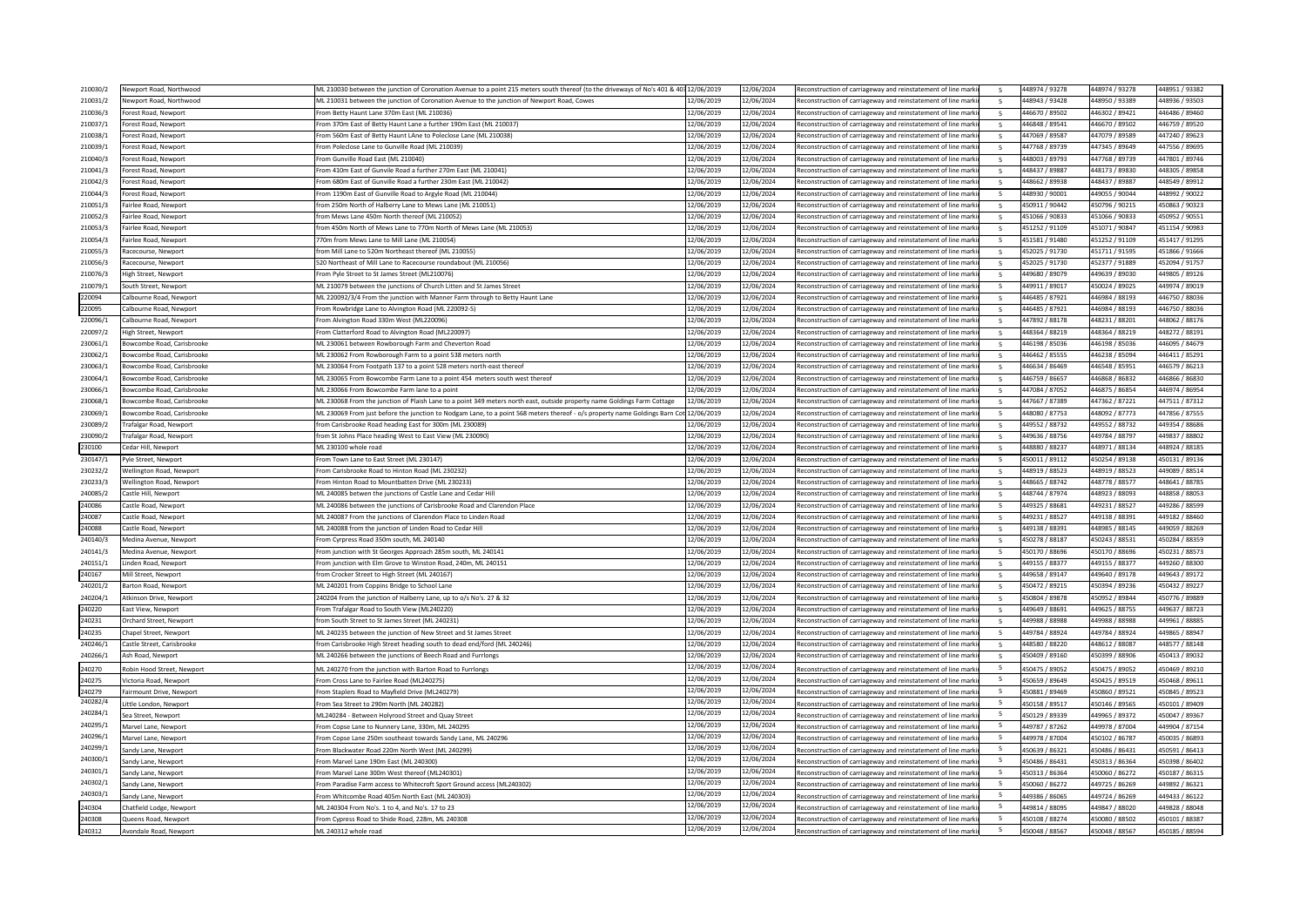| | | | | | | | | | |
|---|---|---|---|---|---|---|---|---|---|
| 210030/2 | Newport Road, Northwood | ML 210030 between the junction of Coronation Avenue to a point 215 meters south thereof (to the driveways of No's 401 & 40 | 12/06/2019 | 12/06/2024 | Reconstruction of carriageway and reinstatement of line marki | 5 | 448974 / 93278 | 448974 / 93278 | 448951 / 93382 |
| 210031/2 | Newport Road, Northwood | ML 210031 between the junction of Coronation Avenue to the junction of Newport Road, Cowes | 12/06/2019 | 12/06/2024 | Reconstruction of carriageway and reinstatement of line marki | 5 | 448943 / 93428 | 448950 / 93389 | 448936 / 93503 |
| 210036/3 | Forest Road, Newport | From Betty Haunt Lane 370m East (ML 210036) | 12/06/2019 | 12/06/2024 | Reconstruction of carriageway and reinstatement of line marki | 5 | 446670 / 89502 | 446302 / 89421 | 446486 / 89460 |
| 210037/1 | Forest Road, Newport | From 370m East of Betty Haunt Lane a further 190m East (ML 210037) | 12/06/2019 | 12/06/2024 | Reconstruction of carriageway and reinstatement of line marki | 5 | 446848 / 89541 | 446670 / 89502 | 446759 / 89520 |
| 210038/1 | Forest Road, Newport | From 560m East of Betty Haunt LAne to Poleclose Lane (ML 210038) | 12/06/2019 | 12/06/2024 | Reconstruction of carriageway and reinstatement of line marki | 5 | 447069 / 89587 | 447079 / 89589 | 447240 / 89623 |
| 210039/1 | Forest Road, Newport | From Poleclose Lane to Gunville Road (ML 210039) | 12/06/2019 | 12/06/2024 | Reconstruction of carriageway and reinstatement of line marki | 5 | 447768 / 89749 | 447345 / 89649 | 447556 / 89695 |
| 210040/3 | Forest Road, Newport | From Gunville Road East (ML 210040) | 12/06/2019 | 12/06/2024 | Reconstruction of carriageway and reinstatement of line marki | 5 | 448003 / 89793 | 447768 / 89739 | 447801 / 89746 |
| 210041/3 | Forest Road, Newport | From 410m East of Gunville Road a further 270m East (ML 210041) | 12/06/2019 | 12/06/2024 | Reconstruction of carriageway and reinstatement of line marki | 5 | 448437 / 89887 | 448173 / 89830 | 448305 / 89858 |
| 210042/3 | Forest Road, Newport | From 680m East of Gunville Road a further 230m East (ML 210042) | 12/06/2019 | 12/06/2024 | Reconstruction of carriageway and reinstatement of line marki | 5 | 448662 / 89938 | 448437 / 89887 | 448549 / 89912 |
| 210044/3 | Forest Road, Newport | From 1190m East of Gunville Road to Argyle Road (ML 210044) | 12/06/2019 | 12/06/2024 | Reconstruction of carriageway and reinstatement of line marki | 5 | 448930 / 90001 | 449055 / 90044 | 448992 / 90022 |
| 210051/3 | Fairlee Road, Newport | from 250m North of Halberry Lane to Mews Lane (ML 210051) | 12/06/2019 | 12/06/2024 | Reconstruction of carriageway and reinstatement of line marki | 5 | 450911 / 90442 | 450796 / 90215 | 450863 / 90323 |
| 210052/3 | Fairlee Road, Newport | from Mews Lane 450m North thereof (ML 210052) | 12/06/2019 | 12/06/2024 | Reconstruction of carriageway and reinstatement of line marki | 5 | 451066 / 90833 | 451066 / 90833 | 450952 / 90551 |
| 210053/3 | Fairlee Road, Newport | from 450m North of Mews Lane to 770m North of Mews Lane (ML 210053) | 12/06/2019 | 12/06/2024 | Reconstruction of carriageway and reinstatement of line marki | 5 | 451252 / 91109 | 451071 / 90847 | 451154 / 90983 |
| 210054/3 | Fairlee Road, Newport | 770m from Mews Lane to Mill Lane (ML 210054) | 12/06/2019 | 12/06/2024 | Reconstruction of carriageway and reinstatement of line marki | 5 | 451581 / 91480 | 451252 / 91109 | 451417 / 91295 |
| 210055/3 | Racecourse, Newport | from Mill Lane to 520m Northeast thereof (ML 210055) | 12/06/2019 | 12/06/2024 | Reconstruction of carriageway and reinstatement of line marki | 5 | 452025 / 91730 | 451711 / 91595 | 451866 / 91666 |
| 210056/3 | Racecourse, Newport | 520 Northeast of Mill Lane to Racecourse roundabout (ML 210056) | 12/06/2019 | 12/06/2024 | Reconstruction of carriageway and reinstatement of line marki | 5 | 452025 / 91730 | 452377 / 91889 | 452094 / 91757 |
| 210076/3 | High Street, Newport | From Pyle Street to St James Street (ML210076) | 12/06/2019 | 12/06/2024 | Reconstruction of carriageway and reinstatement of line marki | 5 | 449680 / 89079 | 449639 / 89030 | 449805 / 89126 |
| 210079/1 | South Street, Newport | ML 210079 between the junctions of Church Litten and St James Street | 12/06/2019 | 12/06/2024 | Reconstruction of carriageway and reinstatement of line marki | 5 | 449911 / 89017 | 450024 / 89025 | 449974 / 89019 |
| 220094 | Calbourne Road, Newport | ML 220092/3/4 From the junction with Manner Farm through to Betty Haunt Lane | 12/06/2019 | 12/06/2024 | Reconstruction of carriageway and reinstatement of line marki | 5 | 446485 / 87921 | 446984 / 88193 | 446750 / 88036 |
| 220095 | Calbourne Road, Newport | From Rowbridge Lane to Alvington Road (ML 220092-5) | 12/06/2019 | 12/06/2024 | Reconstruction of carriageway and reinstatement of line marki | 5 | 446485 / 87921 | 446984 / 88193 | 446750 / 88036 |
| 220096/1 | Calbourne Road, Newport | From Alvington Road 330m West (ML220096) | 12/06/2019 | 12/06/2024 | Reconstruction of carriageway and reinstatement of line marki | 5 | 447892 / 88178 | 448231 / 88201 | 448062 / 88176 |
| 220097/2 | High Street, Newport | From Clatterford Road to Alvington Road (ML220097) | 12/06/2019 | 12/06/2024 | Reconstruction of carriageway and reinstatement of line marki | 5 | 448364 / 88219 | 448364 / 88219 | 448272 / 88191 |
| 230061/1 | Bowcombe Road, Carisbrooke | ML 230061 between Rowborough Farm and Cheverton Road | 12/06/2019 | 12/06/2024 | Reconstruction of carriageway and reinstatement of line marki | 5 | 446198 / 85036 | 446198 / 85036 | 446095 / 84679 |
| 230062/1 | Bowcombe Road, Carisbrooke | ML 230062 From Rowborough Farm to a point 538 meters north | 12/06/2019 | 12/06/2024 | Reconstruction of carriageway and reinstatement of line marki | 5 | 446462 / 85555 | 446238 / 85094 | 446411 / 85291 |
| 230063/1 | Bowcombe Road, Carisbrooke | ML 230064 From Footpath 137 to a point 528 meters north-east thereof | 12/06/2019 | 12/06/2024 | Reconstruction of carriageway and reinstatement of line marki | 5 | 446634 / 86469 | 446548 / 85951 | 446579 / 86213 |
| 230064/1 | Bowcombe Road, Carisbrooke | ML 230065 From Bowcombe Farm Lane to a point 454 meters south west thereof | 12/06/2019 | 12/06/2024 | Reconstruction of carriageway and reinstatement of line marki | 5 | 446759 / 86657 | 446868 / 86832 | 446866 / 86830 |
| 230066/1 | Bowcombe Road, Carisbrooke | ML 230066 From Bowcombe Farm lane to a point | 12/06/2019 | 12/06/2024 | Reconstruction of carriageway and reinstatement of line marki | 5 | 447084 / 87052 | 446875 / 86854 | 446974 / 86954 |
| 230068/1 | Bowcombe Road, Carisbrooke | ML 230068 From the junction of Plaish Lane to a point 349 meters north east, outside property name Goldings Farm Cottage | 12/06/2019 | 12/06/2024 | Reconstruction of carriageway and reinstatement of line marki | 5 | 447667 / 87389 | 447367 / 87221 | 447511 / 87312 |
| 230069/1 | Bowcombe Road, Carisbrooke | ML 230069 From just before the junction to Nodgam Lane, to a point 568 meters thereof - o/s property name Goldings Barn Co | 12/06/2019 | 12/06/2024 | Reconstruction of carriageway and reinstatement of line marki | 5 | 448080 / 87753 | 448092 / 87773 | 447856 / 87555 |
| 230089/2 | Trafalgar Road, Newport | from Carisbrooke Road heading East for 300m (ML 230089) | 12/06/2019 | 12/06/2024 | Reconstruction of carriageway and reinstatement of line marki | 5 | 449552 / 88732 | 449552 / 88732 | 449354 / 88686 |
| 230090/2 | Trafalgar Road, Newport | from St Johns Place heading West to East View (ML 230090) | 12/06/2019 | 12/06/2024 | Reconstruction of carriageway and reinstatement of line marki | 5 | 449636 / 88756 | 449784 / 88797 | 449837 / 88802 |
| 230100 | Cedar Hill, Newport | ML 230100 whole road | 12/06/2019 | 12/06/2024 | Reconstruction of carriageway and reinstatement of line marki | 5 | 448880 / 88237 | 448971 / 88134 | 448924 / 88185 |
| 230147/1 | Pyle Street, Newport | From Town Lane to East Street (ML 230147) | 12/06/2019 | 12/06/2024 | Reconstruction of carriageway and reinstatement of line marki | 5 | 450011 / 89112 | 450254 / 89138 | 450131 / 89136 |
| 230232/2 | Wellington Road, Newport | From Carisbrooke Road to Hinton Road (ML 230232) | 12/06/2019 | 12/06/2024 | Reconstruction of carriageway and reinstatement of line marki | 5 | 448919 / 88523 | 448919 / 88523 | 449089 / 88514 |
| 230233/3 | Wellington Road, Newport | From Hinton Road to Mountbatten Drive (ML 230233) | 12/06/2019 | 12/06/2024 | Reconstruction of carriageway and reinstatement of line marki | 5 | 448665 / 88742 | 448778 / 88577 | 448641 / 88785 |
| 240085/2 | Castle Hill, Newport | ML 240085 betwen the junctions of Castle Lane and Cedar Hill | 12/06/2019 | 12/06/2024 | Reconstruction of carriageway and reinstatement of line marki | 5 | 448744 / 87974 | 448923 / 88093 | 448858 / 88053 |
| 240086 | Castle Road, Newport | ML 240086 between the junctions of Carisbrooke Road and Clarendon Place | 12/06/2019 | 12/06/2024 | Reconstruction of carriageway and reinstatement of line marki | 5 | 449325 / 88681 | 449231 / 88527 | 449286 / 88599 |
| 240087 | Castle Road, Newport | ML 240087 From the junctions of Clarendon Place to Linden Road | 12/06/2019 | 12/06/2024 | Reconstruction of carriageway and reinstatement of line marki | 5 | 449231 / 88527 | 449138 / 88391 | 449182 / 88460 |
| 240088 | Castle Road, Newport | ML 240088 from the junction of Linden Road to Cedar Hill | 12/06/2019 | 12/06/2024 | Reconstruction of carriageway and reinstatement of line marki | 5 | 449138 / 88391 | 448985 / 88145 | 449059 / 88269 |
| 240140/3 | Medina Avenue, Newport | From Cyrpress Road 350m south, ML 240140 | 12/06/2019 | 12/06/2024 | Reconstruction of carriageway and reinstatement of line marki | 5 | 450278 / 88187 | 450243 / 88531 | 450284 / 88359 |
| 240141/3 | Medina Avenue, Newport | From junction with St Georges Approach 285m south, ML 240141 | 12/06/2019 | 12/06/2024 | Reconstruction of carriageway and reinstatement of line marki | 5 | 450170 / 88696 | 450170 / 88696 | 450231 / 88573 |
| 240151/1 | Linden Road, Newport | From junction with Elm Grove to Winston Road, 240m, ML 240151 | 12/06/2019 | 12/06/2024 | Reconstruction of carriageway and reinstatement of line marki | 5 | 449155 / 88377 | 449155 / 88377 | 449260 / 88300 |
| 240167 | Mill Street, Newport | from Crocker Street to High Street (ML 240167) | 12/06/2019 | 12/06/2024 | Reconstruction of carriageway and reinstatement of line marki | 5 | 449658 / 89147 | 449640 / 89178 | 449643 / 89172 |
| 240201/2 | Barton Road, Newport | ML 240201 from Coppins Bridge to School Lane | 12/06/2019 | 12/06/2024 | Reconstruction of carriageway and reinstatement of line marki | 5 | 450472 / 89215 | 450394 / 89236 | 450432 / 89227 |
| 240204/1 | Atkinson Drive, Newport | 240204 From the junction of Halberry Lane, up to o/s No's. 27 & 32 | 12/06/2019 | 12/06/2024 | Reconstruction of carriageway and reinstatement of line marki | 5 | 450804 / 89878 | 450952 / 89844 | 450776 / 89889 |
| 240220 | East View, Newport | From Trafalgar Road to South View (ML240220) | 12/06/2019 | 12/06/2024 | Reconstruction of carriageway and reinstatement of line marki | 5 | 449649 / 88691 | 449625 / 88755 | 449637 / 88723 |
| 240231 | Orchard Street, Newport | from South Street to St James Street (ML 240231) | 12/06/2019 | 12/06/2024 | Reconstruction of carriageway and reinstatement of line marki | 5 | 449988 / 88988 | 449988 / 88988 | 449961 / 88885 |
| 240235 | Chapel Street, Newport | ML 240235 between the junction of New Street and St James Street | 12/06/2019 | 12/06/2024 | Reconstruction of carriageway and reinstatement of line marki | 5 | 449784 / 88924 | 449784 / 88924 | 449865 / 88947 |
| 240246/1 | Castle Street, Carisbrooke | from Carisbrooke High Street heading south to dead end/ford (ML 240246) | 12/06/2019 | 12/06/2024 | Reconstruction of carriageway and reinstatement of line marki | 5 | 448580 / 88220 | 448612 / 88087 | 448577 / 88148 |
| 240266/1 | Ash Road, Newport | ML 240266 between the junctions of Beech Road and Furrlongs | 12/06/2019 | 12/06/2024 | Reconstruction of carriageway and reinstatement of line marki | 5 | 450409 / 89160 | 450399 / 88906 | 450413 / 89032 |
| 240270 | Robin Hood Street, Newport | ML 240270 from the junction with Barton Road to Furrlongs | 12/06/2019 | 12/06/2024 | Reconstruction of carriageway and reinstatement of line marki | 5 | 450475 / 89052 | 450475 / 89052 | 450469 / 89210 |
| 240275 | Victoria Road, Newport | From Cross Lane to Fairlee Road (ML240275) | 12/06/2019 | 12/06/2024 | Reconstruction of carriageway and reinstatement of line marki | 5 | 450659 / 89649 | 450425 / 89519 | 450468 / 89611 |
| 240279 | Fairmount Drive, Newport | From Staplers Road to Mayfield Drive (ML240279) | 12/06/2019 | 12/06/2024 | Reconstruction of carriageway and reinstatement of line marki | 5 | 450881 / 89469 | 450860 / 89521 | 450845 / 89523 |
| 240282/4 | Little London, Newport | From Sea Street to 290m North (ML 240282) | 12/06/2019 | 12/06/2024 | Reconstruction of carriageway and reinstatement of line marki | 5 | 450158 / 89517 | 450146 / 89565 | 450101 / 89409 |
| 240284/1 | Sea Street, Newport | ML240284 - Between Holyrood Street and Quay Street | 12/06/2019 | 12/06/2024 | Reconstruction of carriageway and reinstatement of line marki | 5 | 450129 / 89339 | 449965 / 89372 | 450047 / 89367 |
| 240295/1 | Marvel Lane, Newport | From Copse Lane to Nunnery Lane, 330m, ML 240295 | 12/06/2019 | 12/06/2024 | Reconstruction of carriageway and reinstatement of line marki | 5 | 449787 / 87262 | 449978 / 87004 | 449904 / 87154 |
| 240296/1 | Marvel Lane, Newport | From Copse Lane 250m southeast towards Sandy Lane, ML 240296 | 12/06/2019 | 12/06/2024 | Reconstruction of carriageway and reinstatement of line marki | 5 | 449978 / 87004 | 450102 / 86787 | 450035 / 86893 |
| 240299/1 | Sandy Lane, Newport | From Blackwater Road 220m North West (ML 240299) | 12/06/2019 | 12/06/2024 | Reconstruction of carriageway and reinstatement of line marki | 5 | 450639 / 86321 | 450486 / 86431 | 450591 / 86413 |
| 240300/1 | Sandy Lane, Newport | From Marvel Lane 190m East (ML 240300) | 12/06/2019 | 12/06/2024 | Reconstruction of carriageway and reinstatement of line marki | 5 | 450486 / 86431 | 450313 / 86364 | 450398 / 86402 |
| 240301/1 | Sandy Lane, Newport | From Marvel Lane 300m West thereof (ML240301) | 12/06/2019 | 12/06/2024 | Reconstruction of carriageway and reinstatement of line marki | 5 | 450313 / 86364 | 450060 / 86272 | 450187 / 86315 |
| 240302/1 | Sandy Lane, Newport | From Paradise Farm access to Whitecroft Sport Ground access (ML240302) | 12/06/2019 | 12/06/2024 | Reconstruction of carriageway and reinstatement of line marki | 5 | 450060 / 86272 | 449725 / 86269 | 449892 / 86321 |
| 240303/1 | Sandy Lane, Newport | From Whitcombe Road 405m North East (ML 240303) | 12/06/2019 | 12/06/2024 | Reconstruction of carriageway and reinstatement of line marki | 5 | 449386 / 86065 | 449724 / 86269 | 449433 / 86122 |
| 240304 | Chatfield Lodge, Newport | ML 240304 From No's. 1 to 4, and No's. 17 to 23 | 12/06/2019 | 12/06/2024 | Reconstruction of carriageway and reinstatement of line marki | 5 | 449814 / 88095 | 449847 / 88020 | 449828 / 88048 |
| 240308 | Queens Road, Newport | From Cypress Road to Shide Road, 228m, ML 240308 | 12/06/2019 | 12/06/2024 | Reconstruction of carriageway and reinstatement of line marki | 5 | 450108 / 88274 | 450080 / 88502 | 450101 / 88387 |
| 240312 | Avondale Road, Newport | ML 240312 whole road | 12/06/2019 | 12/06/2024 | Reconstruction of carriageway and reinstatement of line marki | 5 | 450048 / 88567 | 450048 / 88567 | 450185 / 88594 |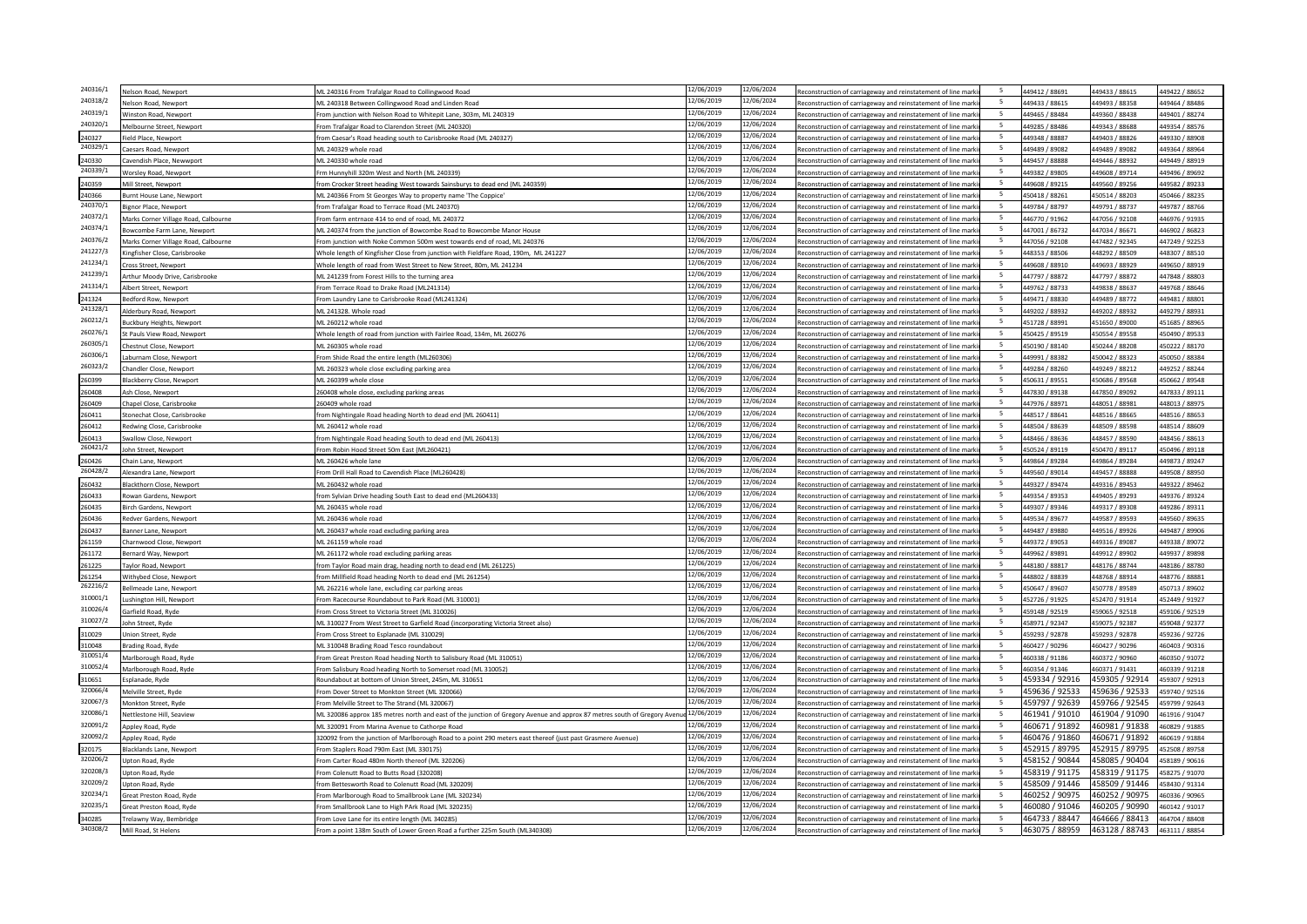| | | | | | | | | | |
|---|---|---|---|---|---|---|---|---|---|
| 240316/1 | Nelson Road, Newport | ML 240316 From Trafalgar Road to Collingwood Road | 12/06/2019 | 12/06/2024 | Reconstruction of carriageway and reinstatement of line marki | 5 | 449412 / 88691 | 449433 / 88615 | 449422 / 88652 |
| 240318/2 | Nelson Road, Newport | ML 240318 Between Collingwood Road and Linden Road | 12/06/2019 | 12/06/2024 | Reconstruction of carriageway and reinstatement of line marki | 5 | 449433 / 88615 | 449493 / 88358 | 449464 / 88486 |
| 240319/1 | Winston Road, Newport | From junction with Nelson Road to Whitepit Lane, 303m, ML 240319 | 12/06/2019 | 12/06/2024 | Reconstruction of carriageway and reinstatement of line marki | 5 | 449465 / 88484 | 449360 / 88438 | 449401 / 88274 |
| 240320/1 | Melbourne Street, Newport | From Trafalgar Road to Clarendon Street (ML 240320) | 12/06/2019 | 12/06/2024 | Reconstruction of carriageway and reinstatement of line marki | 5 | 449285 / 88486 | 449343 / 88688 | 449354 / 88576 |
| 240327 | Field Place, Newport | from Caesar's Road heading south to Carisbrooke Road (ML 240327) | 12/06/2019 | 12/06/2024 | Reconstruction of carriageway and reinstatement of line marki | 5 | 449348 / 88887 | 449403 / 88826 | 449330 / 88908 |
| 240329/1 | Caesars Road, Newport | ML 240329 whole road | 12/06/2019 | 12/06/2024 | Reconstruction of carriageway and reinstatement of line marki | 5 | 449489 / 89082 | 449489 / 89082 | 449364 / 88964 |
| 240330 | Cavendish Place, Newwport | ML 240330 whole road | 12/06/2019 | 12/06/2024 | Reconstruction of carriageway and reinstatement of line marki | 5 | 449457 / 88888 | 449446 / 88932 | 449449 / 88919 |
| 240339/1 | Worsley Road, Newport | Frm Hunnyhill 320m West and North (ML 240339) | 12/06/2019 | 12/06/2024 | Reconstruction of carriageway and reinstatement of line marki | 5 | 449382 / 89805 | 449608 / 89714 | 449496 / 89692 |
| 240359 | Mill Street, Newport | from Crocker Street heading West towards Sainsburys to dead end (ML 240359) | 12/06/2019 | 12/06/2024 | Reconstruction of carriageway and reinstatement of line marki | 5 | 449608 / 89215 | 449560 / 89256 | 449582 / 89233 |
| 240366 | Burnt House Lane, Newport | ML 240366 From St Georges Way to property name 'The Coppice' | 12/06/2019 | 12/06/2024 | Reconstruction of carriageway and reinstatement of line marki | 5 | 450418 / 88261 | 450514 / 88203 | 450466 / 88235 |
| 240370/1 | Bignor Place, Newport | from Trafalgar Road to Terrace Road (ML 240370) | 12/06/2019 | 12/06/2024 | Reconstruction of carriageway and reinstatement of line marki | 5 | 449784 / 88797 | 449791 / 88737 | 449787 / 88766 |
| 240372/1 | Marks Corner Village Road, Calbourne | From farm entrnace 414 to end of road, ML 240372 | 12/06/2019 | 12/06/2024 | Reconstruction of carriageway and reinstatement of line marki | 5 | 446770 / 91962 | 447056 / 92108 | 446976 / 91935 |
| 240374/1 | Bowcombe Farm Lane, Newport | ML 240374 from the junction of Bowcombe Road to Bowcombe Manor House | 12/06/2019 | 12/06/2024 | Reconstruction of carriageway and reinstatement of line marki | 5 | 447001 / 86732 | 447034 / 86671 | 446902 / 86823 |
| 240376/2 | Marks Corner Village Road, Calbourne | From junction with Noke Common 500m west towards end of road, ML 240376 | 12/06/2019 | 12/06/2024 | Reconstruction of carriageway and reinstatement of line marki | 5 | 447056 / 92108 | 447482 / 92345 | 447249 / 92253 |
| 241227/3 | Kingfisher Close, Carisbrooke | Whole length of Kingfisher Close from junction with Fieldfare Road, 190m, ML 241227 | 12/06/2019 | 12/06/2024 | Reconstruction of carriageway and reinstatement of line marki | 5 | 448353 / 88506 | 448292 / 88509 | 448307 / 88510 |
| 241234/1 | Cross Street, Newport | Whole length of road from West Street to New Street, 80m, ML 241234 | 12/06/2019 | 12/06/2024 | Reconstruction of carriageway and reinstatement of line marki | 5 | 449608 / 88910 | 449693 / 88929 | 449650 / 88919 |
| 241239/1 | Arthur Moody Drive, Carisbrooke | ML 241239 from Forest Hills to the turning area | 12/06/2019 | 12/06/2024 | Reconstruction of carriageway and reinstatement of line marki | 5 | 447797 / 88872 | 447797 / 88872 | 447848 / 88803 |
| 241314/1 | Albert Street, Newport | From Terrace Road to Drake Road (ML241314) | 12/06/2019 | 12/06/2024 | Reconstruction of carriageway and reinstatement of line marki | 5 | 449762 / 88733 | 449838 / 88637 | 449768 / 88646 |
| 241324 | Bedford Row, Newport | From Laundry Lane to Carisbrooke Road (ML241324) | 12/06/2019 | 12/06/2024 | Reconstruction of carriageway and reinstatement of line marki | 5 | 449471 / 88830 | 449489 / 88772 | 449481 / 88801 |
| 241328/1 | Alderbury Road, Newport | ML 241328. Whole road | 12/06/2019 | 12/06/2024 | Reconstruction of carriageway and reinstatement of line marki | 5 | 449202 / 88932 | 449202 / 88932 | 449279 / 88931 |
| 260212/1 | Buckbury Heights, Newport | ML 260212 whole road | 12/06/2019 | 12/06/2024 | Reconstruction of carriageway and reinstatement of line marki | 5 | 451728 / 88991 | 451650 / 89000 | 451685 / 88965 |
| 260276/1 | St Pauls View Road, Newport | Whole length of road from junction with Fairlee Road, 134m, ML 260276 | 12/06/2019 | 12/06/2024 | Reconstruction of carriageway and reinstatement of line marki | 5 | 450425 / 89519 | 450554 / 89558 | 450490 / 89533 |
| 260305/1 | Chestnut Close, Newport | ML 260305 whole road | 12/06/2019 | 12/06/2024 | Reconstruction of carriageway and reinstatement of line marki | 5 | 450190 / 88140 | 450244 / 88208 | 450222 / 88170 |
| 260306/1 | Laburnam Close, Newport | From Shide Road the entire length (ML260306) | 12/06/2019 | 12/06/2024 | Reconstruction of carriageway and reinstatement of line marki | 5 | 449991 / 88382 | 450042 / 88323 | 450050 / 88384 |
| 260323/2 | Chandler Close, Newport | ML 260323 whole close excluding parking area | 12/06/2019 | 12/06/2024 | Reconstruction of carriageway and reinstatement of line marki | 5 | 449284 / 88260 | 449249 / 88212 | 449252 / 88244 |
| 260399 | Blackberry Close, Newport | ML 260399 whole close | 12/06/2019 | 12/06/2024 | Reconstruction of carriageway and reinstatement of line marki | 5 | 450631 / 89551 | 450686 / 89568 | 450662 / 89548 |
| 260408 | Ash Close, Newport | 260408 whole close, excluding parking areas | 12/06/2019 | 12/06/2024 | Reconstruction of carriageway and reinstatement of line marki | 5 | 447830 / 89138 | 447850 / 89092 | 447833 / 89111 |
| 260409 | Chapel Close, Carisbrooke | 260409 whole road | 12/06/2019 | 12/06/2024 | Reconstruction of carriageway and reinstatement of line marki | 5 | 447976 / 88971 | 448051 / 88981 | 448013 / 88975 |
| 260411 | Stonechat Close, Carisbrooke | from Nightingale Road heading North to dead end (ML 260411) | 12/06/2019 | 12/06/2024 | Reconstruction of carriageway and reinstatement of line marki | 5 | 448517 / 88641 | 448516 / 88665 | 448516 / 88653 |
| 260412 | Redwing Close, Carisbrooke | ML 260412 whole road | 12/06/2019 | 12/06/2024 | Reconstruction of carriageway and reinstatement of line marki | 5 | 448504 / 88639 | 448509 / 88598 | 448514 / 88609 |
| 260413 | Swallow Close, Newport | from Nightingale Road heading South to dead end (ML 260413) | 12/06/2019 | 12/06/2024 | Reconstruction of carriageway and reinstatement of line marki | 5 | 448466 / 88636 | 448457 / 88590 | 448456 / 88613 |
| 260421/2 | John Street, Newport | From Robin Hood Street 50m East (ML260421) | 12/06/2019 | 12/06/2024 | Reconstruction of carriageway and reinstatement of line marki | 5 | 450524 / 89119 | 450470 / 89117 | 450496 / 89118 |
| 260426 | Chain Lane, Newport | ML 260426 whole lane | 12/06/2019 | 12/06/2024 | Reconstruction of carriageway and reinstatement of line marki | 5 | 449864 / 89284 | 449864 / 89284 | 449873 / 89247 |
| 260428/2 | Alexandra Lane, Newport | From Drill Hall Road to Cavendish Place (ML260428) | 12/06/2019 | 12/06/2024 | Reconstruction of carriageway and reinstatement of line marki | 5 | 449560 / 89014 | 449457 / 88888 | 449508 / 88950 |
| 260432 | Blackthorn Close, Newport | ML 260432 whole road | 12/06/2019 | 12/06/2024 | Reconstruction of carriageway and reinstatement of line marki | 5 | 449327 / 89474 | 449316 / 89453 | 449322 / 89462 |
| 260433 | Rowan Gardens, Newport | from Sylvian Drive heading South East to dead end (ML260433) | 12/06/2019 | 12/06/2024 | Reconstruction of carriageway and reinstatement of line marki | 5 | 449354 / 89353 | 449405 / 89293 | 449376 / 89324 |
| 260435 | Birch Gardens, Newport | ML 260435 whole road | 12/06/2019 | 12/06/2024 | Reconstruction of carriageway and reinstatement of line marki | 5 | 449307 / 89346 | 449317 / 89308 | 449286 / 89311 |
| 260436 | Redver Gardens, Newport | ML 260436 whole road | 12/06/2019 | 12/06/2024 | Reconstruction of carriageway and reinstatement of line marki | 5 | 449534 / 89677 | 449587 / 89593 | 449560 / 89635 |
| 260437 | Banner Lane, Newport | ML 260437 whole road excluding parking area | 12/06/2019 | 12/06/2024 | Reconstruction of carriageway and reinstatement of line marki | 5 | 449487 / 89880 | 449516 / 89926 | 449487 / 89906 |
| 261159 | Charnwood Close, Newport | ML 261159 whole road | 12/06/2019 | 12/06/2024 | Reconstruction of carriageway and reinstatement of line marki | 5 | 449372 / 89053 | 449316 / 89087 | 449338 / 89072 |
| 261172 | Bernard Way, Newport | ML 261172 whole road excluding parking areas | 12/06/2019 | 12/06/2024 | Reconstruction of carriageway and reinstatement of line marki | 5 | 449962 / 89891 | 449912 / 89902 | 449937 / 89898 |
| 261225 | Taylor Road, Newport | from Taylor Road main drag, heading north to dead end (ML 261225) | 12/06/2019 | 12/06/2024 | Reconstruction of carriageway and reinstatement of line marki | 5 | 448180 / 88817 | 448176 / 88744 | 448186 / 88780 |
| 261254 | Withybed Close, Newport | from Millfield Road heading North to dead end (ML 261254) | 12/06/2019 | 12/06/2024 | Reconstruction of carriageway and reinstatement of line marki | 5 | 448802 / 88839 | 448768 / 88914 | 448776 / 88881 |
| 262216/2 | Bellmeade Lane, Newport | ML 262216 whole lane, excluding car parking areas | 12/06/2019 | 12/06/2024 | Reconstruction of carriageway and reinstatement of line marki | 5 | 450647 / 89607 | 450778 / 89589 | 450713 / 89602 |
| 310001/1 | Lushington Hill, Newport | From Racecourse Roundabout to Park Road (ML 310001) | 12/06/2019 | 12/06/2024 | Reconstruction of carriageway and reinstatement of line marki | 5 | 452726 / 91925 | 452470 / 91914 | 452449 / 91927 |
| 310026/4 | Garfield Road, Ryde | From Cross Street to Victoria Street (ML 310026) | 12/06/2019 | 12/06/2024 | Reconstruction of carriageway and reinstatement of line marki | 5 | 459148 / 92519 | 459065 / 92518 | 459106 / 92519 |
| 310027/2 | John Street, Ryde | ML 310027 From West Street to Garfield Road (incorporating Victoria Street also) | 12/06/2019 | 12/06/2024 | Reconstruction of carriageway and reinstatement of line marki | 5 | 458971 / 92347 | 459075 / 92387 | 459048 / 92377 |
| 310029 | Union Street, Ryde | From Cross Street to Esplanade (ML 310029) | 12/06/2019 | 12/06/2024 | Reconstruction of carriageway and reinstatement of line marki | 5 | 459293 / 92878 | 459293 / 92878 | 459236 / 92726 |
| 310048 | Brading Road, Ryde | ML 310048 Brading Road Tesco roundabout | 12/06/2019 | 12/06/2024 | Reconstruction of carriageway and reinstatement of line marki | 5 | 460427 / 90296 | 460427 / 90296 | 460403 / 90316 |
| 310051/4 | Marlborough Road, Ryde | From Great Preston Road heading North to Salisbury Road (ML 310051) | 12/06/2019 | 12/06/2024 | Reconstruction of carriageway and reinstatement of line marki | 5 | 460338 / 91186 | 460372 / 90960 | 460350 / 91072 |
| 310052/4 | Marlborough Road, Ryde | From Salisbury Road heading North to Somerset road (ML 310052) | 12/06/2019 | 12/06/2024 | Reconstruction of carriageway and reinstatement of line marki | 5 | 460354 / 91346 | 460371 / 91431 | 460339 / 91218 |
| 310651 | Esplanade, Ryde | Roundabout at bottom of Union Street, 245m, ML 310651 | 12/06/2019 | 12/06/2024 | Reconstruction of carriageway and reinstatement of line marki | 5 | 459334 / 92916 | 459305 / 92914 | 459307 / 92913 |
| 320066/4 | Melville Street, Ryde | From Dover Street to Monkton Street (ML 320066) | 12/06/2019 | 12/06/2024 | Reconstruction of carriageway and reinstatement of line marki | 5 | 459636 / 92533 | 459636 / 92533 | 459740 / 92516 |
| 320067/3 | Monkton Street, Ryde | From Melville Street to The Strand (ML 320067) | 12/06/2019 | 12/06/2024 | Reconstruction of carriageway and reinstatement of line marki | 5 | 459797 / 92639 | 459766 / 92545 | 459799 / 92643 |
| 320086/1 | Nettlestone Hill, Seaview | ML 320086 approx 185 metres north and east of the junction of Gregory Avenue and approx 87 metres south of Gregory Avenue | 12/06/2019 | 12/06/2024 | Reconstruction of carriageway and reinstatement of line marki | 5 | 461941 / 91010 | 461904 / 91090 | 461916 / 91047 |
| 320091/2 | Appley Road, Ryde | ML 320091 From Marina Avenue to Cathorpe Road | 12/06/2019 | 12/06/2024 | Reconstruction of carriageway and reinstatement of line marki | 5 | 460671 / 91892 | 460981 / 91838 | 460829 / 91885 |
| 320092/2 | Appley Road, Ryde | 320092 from the junction of Marlborough Road to a point 290 meters east thereof (just past Grasmere Avenue) | 12/06/2019 | 12/06/2024 | Reconstruction of carriageway and reinstatement of line marki | 5 | 460476 / 91860 | 460671 / 91892 | 460619 / 91884 |
| 320175 | Blacklands Lane, Newport | From Staplers Road 790m East (ML 330175) | 12/06/2019 | 12/06/2024 | Reconstruction of carriageway and reinstatement of line marki | 5 | 452915 / 89795 | 452915 / 89795 | 452508 / 89758 |
| 320206/2 | Upton Road, Ryde | From Carter Road 480m North thereof (ML 320206) | 12/06/2019 | 12/06/2024 | Reconstruction of carriageway and reinstatement of line marki | 5 | 458152 / 90844 | 458085 / 90404 | 458189 / 90616 |
| 320208/3 | Upton Road, Ryde | From Colenutt Road to Butts Road (320208) | 12/06/2019 | 12/06/2024 | Reconstruction of carriageway and reinstatement of line marki | 5 | 458319 / 91175 | 458319 / 91175 | 458275 / 91070 |
| 320209/2 | Upton Road, Ryde | from Bettesworth Road to Colenutt Road (ML 320209) | 12/06/2019 | 12/06/2024 | Reconstruction of carriageway and reinstatement of line marki | 5 | 458509 / 91446 | 458509 / 91446 | 458430 / 91314 |
| 320234/1 | Great Preston Road, Ryde | From Marlborough Road to Smallbrook Lane (ML 320234) | 12/06/2019 | 12/06/2024 | Reconstruction of carriageway and reinstatement of line marki | 5 | 460252 / 90975 | 460252 / 90975 | 460336 / 90965 |
| 320235/1 | Great Preston Road, Ryde | From Smallbrook Lane to High PArk Road (ML 320235) | 12/06/2019 | 12/06/2024 | Reconstruction of carriageway and reinstatement of line marki | 5 | 460080 / 91046 | 460205 / 90990 | 460142 / 91017 |
| 340285 | Trelawny Way, Bembridge | From Love Lane for its entire length (ML 340285) | 12/06/2019 | 12/06/2024 | Reconstruction of carriageway and reinstatement of line marki | 5 | 464733 / 88447 | 464666 / 88413 | 464704 / 88408 |
| 340308/2 | Mill Road, St Helens | From a point 138m South of Lower Green Road a further 225m South (ML340308) | 12/06/2019 | 12/06/2024 | Reconstruction of carriageway and reinstatement of line marki | 5 | 463075 / 88959 | 463128 / 88743 | 463111 / 88854 |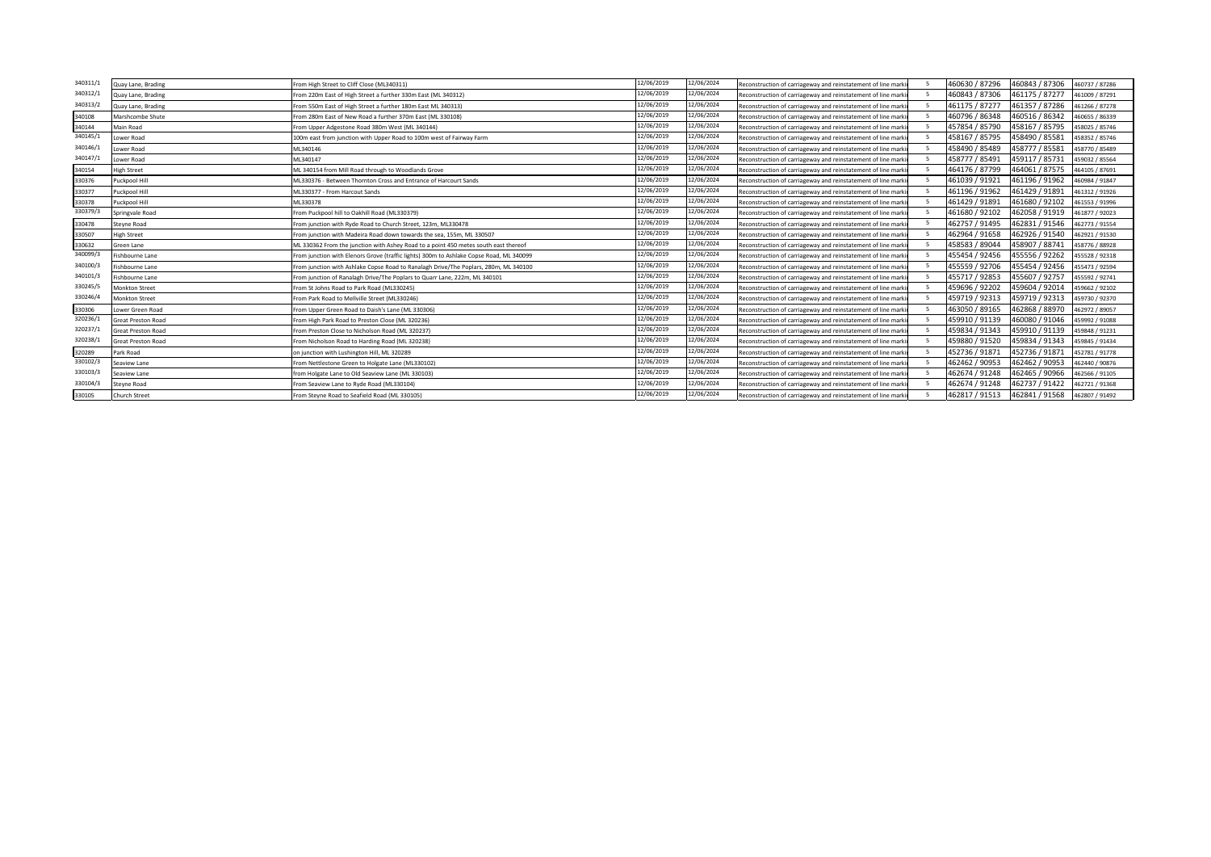| | | | | | | | | | |
|---|---|---|---|---|---|---|---|---|---|
| 340311/1 | Quay Lane, Brading | From High Street to Cliff Close (ML340311) | 12/06/2019 | 12/06/2024 | Reconstruction of carriageway and reinstatement of line marki | 5 | 460630 / 87296 | 460843 / 87306 | 460737 / 87286 |
| 340312/1 | Quay Lane, Brading | From 220m East of High Street a further 330m East (ML 340312) | 12/06/2019 | 12/06/2024 | Reconstruction of carriageway and reinstatement of line marki | 5 | 460843 / 87306 | 461175 / 87277 | 461009 / 87291 |
| 340313/2 | Quay Lane, Brading | From 550m East of High Street a further 180m East ML 340313) | 12/06/2019 | 12/06/2024 | Reconstruction of carriageway and reinstatement of line marki | 5 | 461175 / 87277 | 461357 / 87286 | 461266 / 87278 |
| 340108 | Marshcombe Shute | From 280m East of New Road a further 370m East (ML 330108) | 12/06/2019 | 12/06/2024 | Reconstruction of carriageway and reinstatement of line marki | 5 | 460796 / 86348 | 460516 / 86342 | 460655 / 86339 |
| 340144 | Main Road | From Upper Adgestone Road 380m West (ML 340144) | 12/06/2019 | 12/06/2024 | Reconstruction of carriageway and reinstatement of line marki | 5 | 457854 / 85790 | 458167 / 85795 | 458025 / 85746 |
| 340145/1 | Lower Road | 100m east from junction with Upper Road to 100m west of Fairway Farm | 12/06/2019 | 12/06/2024 | Reconstruction of carriageway and reinstatement of line marki | 5 | 458167 / 85795 | 458490 / 85581 | 458352 / 85746 |
| 340146/1 | Lower Road | ML340146 | 12/06/2019 | 12/06/2024 | Reconstruction of carriageway and reinstatement of line marki | 5 | 458490 / 85489 | 458777 / 85581 | 458770 / 85489 |
| 340147/1 | Lower Road | ML340147 | 12/06/2019 | 12/06/2024 | Reconstruction of carriageway and reinstatement of line marki | 5 | 458777 / 85491 | 459117 / 85731 | 459032 / 85564 |
| 340154 | High Street | ML 340154 from Mill Road through to Woodlands Grove | 12/06/2019 | 12/06/2024 | Reconstruction of carriageway and reinstatement of line marki | 5 | 464176 / 87799 | 464061 / 87575 | 464105 / 87691 |
| 330376 | Puckpool Hill | ML330376 - Between Thornton Cross and Entrance of Harcourt Sands | 12/06/2019 | 12/06/2024 | Reconstruction of carriageway and reinstatement of line marki | 5 | 461039 / 91921 | 461196 / 91962 | 460984 / 91847 |
| 330377 | Puckpool Hill | ML330377 - From Harcout Sands | 12/06/2019 | 12/06/2024 | Reconstruction of carriageway and reinstatement of line marki | 5 | 461196 / 91962 | 461429 / 91891 | 461312 / 91926 |
| 330378 | Puckpool Hill | ML330378 | 12/06/2019 | 12/06/2024 | Reconstruction of carriageway and reinstatement of line marki | 5 | 461429 / 91891 | 461680 / 92102 | 461553 / 91996 |
| 330379/3 | Springvale Road | From Puckpool hill to Oakhill Road (ML330379) | 12/06/2019 | 12/06/2024 | Reconstruction of carriageway and reinstatement of line marki | 5 | 461680 / 92102 | 462058 / 91919 | 461877 / 92023 |
| 330478 | Steyne Road | From junction with Ryde Road to Church Street, 123m, ML330478 | 12/06/2019 | 12/06/2024 | Reconstruction of carriageway and reinstatement of line marki | 5 | 462757 / 91495 | 462831 / 91546 | 462773 / 91554 |
| 330507 | High Street | From junction with Madeira Road down towards the sea, 155m, ML 330507 | 12/06/2019 | 12/06/2024 | Reconstruction of carriageway and reinstatement of line marki | 5 | 462964 / 91658 | 462926 / 91540 | 462921 / 91530 |
| 330632 | Green Lane | ML 330362 From the junction with Ashey Road to a point 450 metes south east thereof | 12/06/2019 | 12/06/2024 | Reconstruction of carriageway and reinstatement of line marki | 5 | 458583 / 89044 | 458907 / 88741 | 458776 / 88928 |
| 340099/3 | Fishbourne Lane | From junction with Elenors Grove (traffic lights) 300m to Ashlake Copse Road, ML 340099 | 12/06/2019 | 12/06/2024 | Reconstruction of carriageway and reinstatement of line marki | 5 | 455454 / 92456 | 455556 / 92262 | 455528 / 92318 |
| 340100/3 | Fishbourne Lane | From junction with Ashlake Copse Road to Ranalagh Drive/The Poplars, 280m, ML 340100 | 12/06/2019 | 12/06/2024 | Reconstruction of carriageway and reinstatement of line marki | 5 | 455559 / 92706 | 455454 / 92456 | 455473 / 92594 |
| 340101/3 | Fishbourne Lane | From junction of Ranalagh Drive/The Poplars to Quarr Lane, 222m, ML 340101 | 12/06/2019 | 12/06/2024 | Reconstruction of carriageway and reinstatement of line marki | 5 | 455717 / 92853 | 455607 / 92757 | 455592 / 92741 |
| 330245/5 | Monkton Street | From St Johns Road to Park Road (ML330245) | 12/06/2019 | 12/06/2024 | Reconstruction of carriageway and reinstatement of line marki | 5 | 459696 / 92202 | 459604 / 92014 | 459662 / 92102 |
| 330246/4 | Monkton Street | From Park Road to Mellville Street (ML330246) | 12/06/2019 | 12/06/2024 | Reconstruction of carriageway and reinstatement of line marki | 5 | 459719 / 92313 | 459719 / 92313 | 459730 / 92370 |
| 330306 | Lower Green Road | From Upper Green Road to Daish's Lane (ML 330306) | 12/06/2019 | 12/06/2024 | Reconstruction of carriageway and reinstatement of line marki | 5 | 463050 / 89165 | 462868 / 88970 | 462972 / 89057 |
| 320236/1 | Great Preston Road | From High Park Road to Preston Close (ML 320236) | 12/06/2019 | 12/06/2024 | Reconstruction of carriageway and reinstatement of line marki | 5 | 459910 / 91139 | 460080 / 91046 | 459992 / 91088 |
| 320237/1 | Great Preston Road | From Preston Close to Nicholson Road (ML 320237) | 12/06/2019 | 12/06/2024 | Reconstruction of carriageway and reinstatement of line marki | 5 | 459834 / 91343 | 459910 / 91139 | 459848 / 91231 |
| 320238/1 | Great Preston Road | From Nicholson Road to Harding Road (ML 320238) | 12/06/2019 | 12/06/2024 | Reconstruction of carriageway and reinstatement of line marki | 5 | 459880 / 91520 | 459834 / 91343 | 459845 / 91434 |
| 320289 | Park Road | on junction with Lushington Hill, ML 320289 | 12/06/2019 | 12/06/2024 | Reconstruction of carriageway and reinstatement of line marki | 5 | 452736 / 91871 | 452736 / 91871 | 452781 / 91778 |
| 330102/3 | Seaview Lane | From Nettlestone Green to Holgate Lane (ML330102) | 12/06/2019 | 12/06/2024 | Reconstruction of carriageway and reinstatement of line marki | 5 | 462462 / 90953 | 462462 / 90953 | 462440 / 90876 |
| 330103/3 | Seaview Lane | from Holgate Lane to Old Seaview Lane (ML 330103) | 12/06/2019 | 12/06/2024 | Reconstruction of carriageway and reinstatement of line marki | 5 | 462674 / 91248 | 462465 / 90966 | 462566 / 91105 |
| 330104/3 | Steyne Road | From Seaview Lane to Ryde Road (ML330104) | 12/06/2019 | 12/06/2024 | Reconstruction of carriageway and reinstatement of line marki | 5 | 462674 / 91248 | 462737 / 91422 | 462721 / 91368 |
| 330105 | Church Street | From Steyne Road to Seafield Road (ML 330105) | 12/06/2019 | 12/06/2024 | Reconstruction of carriageway and reinstatement of line marki | 5 | 462817 / 91513 | 462841 / 91568 | 462807 / 91492 |